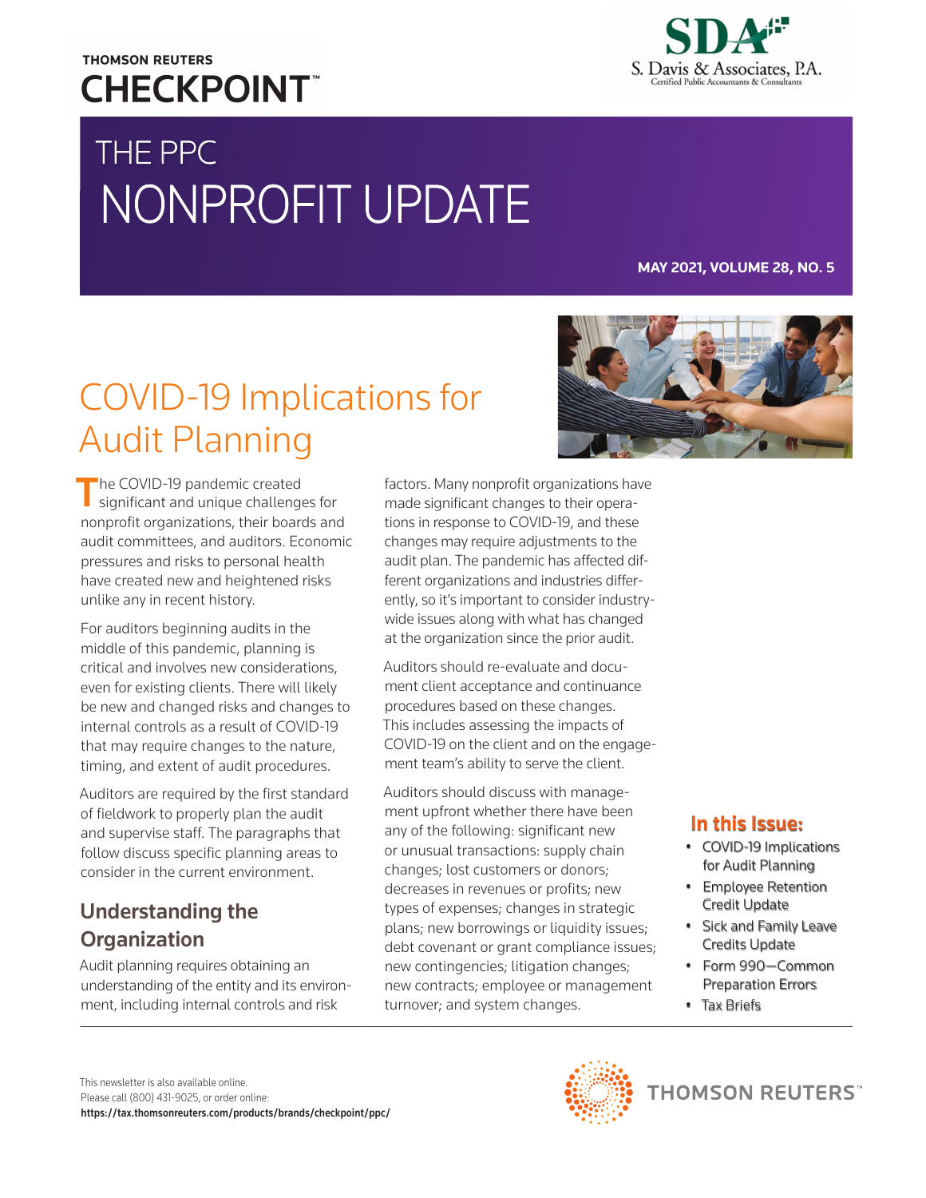THOMSON REUTERS
CHECKPOINT™

S. Davis & Associates, P.A.
Certified Public Accountants & Consultants

# THE PPC NONPROFIT UPDATE

**MAY 2021, VOLUME 28, NO. 5**

## COVID-19 Implications for Audit Planning

The COVID-19 pandemic created significant and unique challenges for nonprofit organizations, their boards and audit committees, and auditors. Economic pressures and risks to personal health have created new and heightened risks unlike any in recent history.

For auditors beginning audits in the middle of this pandemic, planning is critical and involves new considerations, even for existing clients. There will likely be new and changed risks and changes to internal controls as a result of COVID-19 that may require changes to the nature, timing, and extent of audit procedures.

Auditors are required by the first standard of fieldwork to properly plan the audit and supervise staff. The paragraphs that follow discuss specific planning areas to consider in the current environment.

### Understanding the Organization

Audit planning requires obtaining an understanding of the entity and its environment, including internal controls and risk factors. Many nonprofit organizations have made significant changes to their operations in response to COVID-19, and these changes may require adjustments to the audit plan. The pandemic has affected different organizations and industries differently, so it's important to consider industry-wide issues along with what has changed at the organization since the prior audit.

Auditors should re-evaluate and document client acceptance and continuance procedures based on these changes. This includes assessing the impacts of COVID-19 on the client and on the engagement team's ability to serve the client.

Auditors should discuss with management upfront whether there have been any of the following: significant new or unusual transactions: supply chain changes; lost customers or donors; decreases in revenues or profits; new types of expenses; changes in strategic plans; new borrowings or liquidity issues; debt covenant or grant compliance issues; new contingencies; litigation changes; new contracts; employee or management turnover; and system changes.

**In this Issue:**

- COVID-19 Implications for Audit Planning
- Employee Retention Credit Update
- Sick and Family Leave Credits Update
- Form 990—Common Preparation Errors
- Tax Briefs

This newsletter is also available online.
Please call (800) 431-9025, or order online:
**https://tax.thomsonreuters.com/products/brands/checkpoint/ppc/**

THOMSON REUTERS™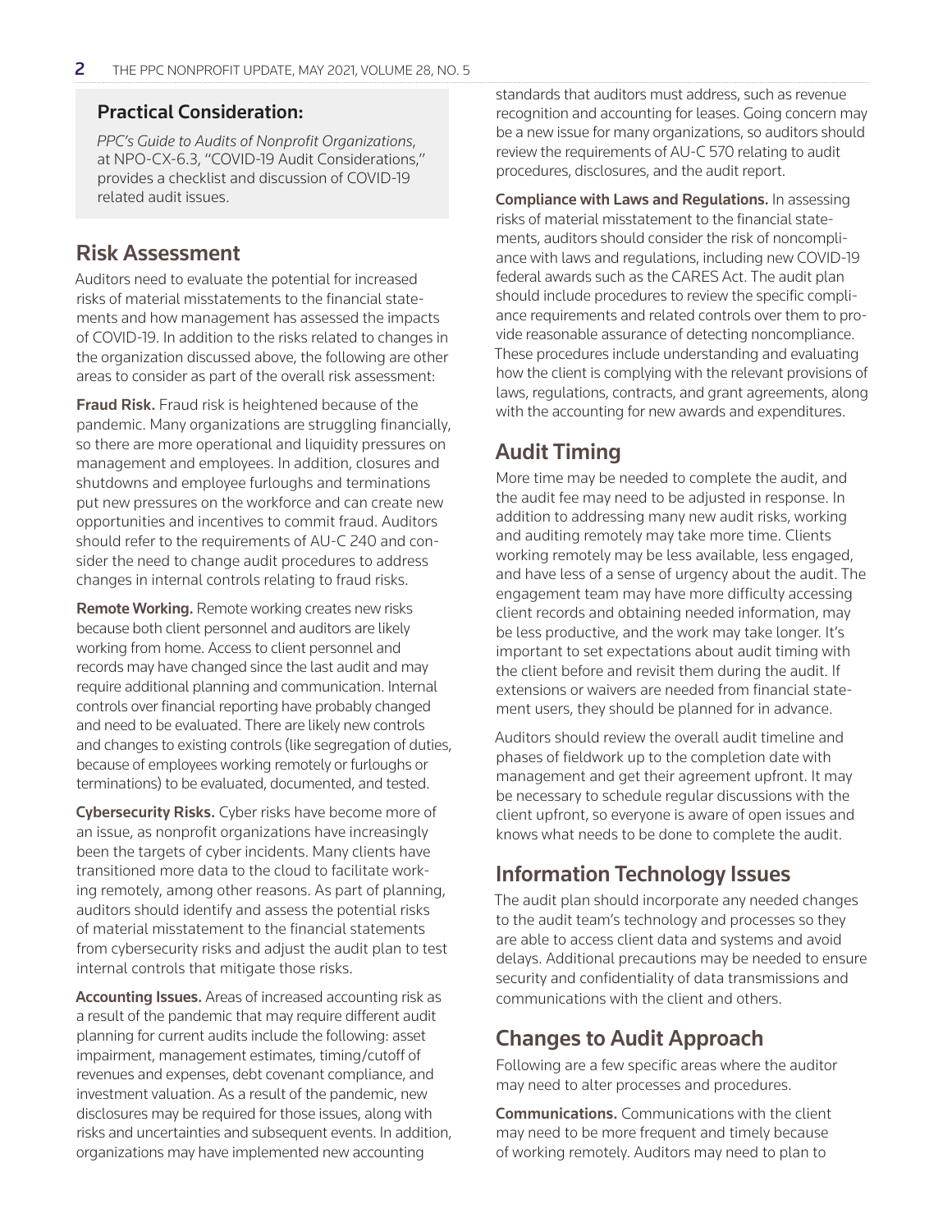### Practical Consideration:

*PPC's Guide to Audits of Nonprofit Organizations*, at NPO-CX-6.3, "COVID-19 Audit Considerations," provides a checklist and discussion of COVID-19 related audit issues.

## Risk Assessment

Auditors need to evaluate the potential for increased risks of material misstatements to the financial statements and how management has assessed the impacts of COVID-19. In addition to the risks related to changes in the organization discussed above, the following are other areas to consider as part of the overall risk assessment:

**Fraud Risk.** Fraud risk is heightened because of the pandemic. Many organizations are struggling financially, so there are more operational and liquidity pressures on management and employees. In addition, closures and shutdowns and employee furloughs and terminations put new pressures on the workforce and can create new opportunities and incentives to commit fraud. Auditors should refer to the requirements of AU-C 240 and consider the need to change audit procedures to address changes in internal controls relating to fraud risks.

**Remote Working.** Remote working creates new risks because both client personnel and auditors are likely working from home. Access to client personnel and records may have changed since the last audit and may require additional planning and communication. Internal controls over financial reporting have probably changed and need to be evaluated. There are likely new controls and changes to existing controls (like segregation of duties, because of employees working remotely or furloughs or terminations) to be evaluated, documented, and tested.

**Cybersecurity Risks.** Cyber risks have become more of an issue, as nonprofit organizations have increasingly been the targets of cyber incidents. Many clients have transitioned more data to the cloud to facilitate working remotely, among other reasons. As part of planning, auditors should identify and assess the potential risks of material misstatement to the financial statements from cybersecurity risks and adjust the audit plan to test internal controls that mitigate those risks.

**Accounting Issues.** Areas of increased accounting risk as a result of the pandemic that may require different audit planning for current audits include the following: asset impairment, management estimates, timing/cutoff of revenues and expenses, debt covenant compliance, and investment valuation. As a result of the pandemic, new disclosures may be required for those issues, along with risks and uncertainties and subsequent events. In addition, organizations may have implemented new accounting standards that auditors must address, such as revenue recognition and accounting for leases. Going concern may be a new issue for many organizations, so auditors should review the requirements of AU-C 570 relating to audit procedures, disclosures, and the audit report.

**Compliance with Laws and Regulations.** In assessing risks of material misstatement to the financial statements, auditors should consider the risk of noncompliance with laws and regulations, including new COVID-19 federal awards such as the CARES Act. The audit plan should include procedures to review the specific compliance requirements and related controls over them to provide reasonable assurance of detecting noncompliance. These procedures include understanding and evaluating how the client is complying with the relevant provisions of laws, regulations, contracts, and grant agreements, along with the accounting for new awards and expenditures.

## Audit Timing

More time may be needed to complete the audit, and the audit fee may need to be adjusted in response. In addition to addressing many new audit risks, working and auditing remotely may take more time. Clients working remotely may be less available, less engaged, and have less of a sense of urgency about the audit. The engagement team may have more difficulty accessing client records and obtaining needed information, may be less productive, and the work may take longer. It's important to set expectations about audit timing with the client before and revisit them during the audit. If extensions or waivers are needed from financial statement users, they should be planned for in advance.

Auditors should review the overall audit timeline and phases of fieldwork up to the completion date with management and get their agreement upfront. It may be necessary to schedule regular discussions with the client upfront, so everyone is aware of open issues and knows what needs to be done to complete the audit.

## Information Technology Issues

The audit plan should incorporate any needed changes to the audit team's technology and processes so they are able to access client data and systems and avoid delays. Additional precautions may be needed to ensure security and confidentiality of data transmissions and communications with the client and others.

## Changes to Audit Approach

Following are a few specific areas where the auditor may need to alter processes and procedures.

**Communications.** Communications with the client may need to be more frequent and timely because of working remotely. Auditors may need to plan to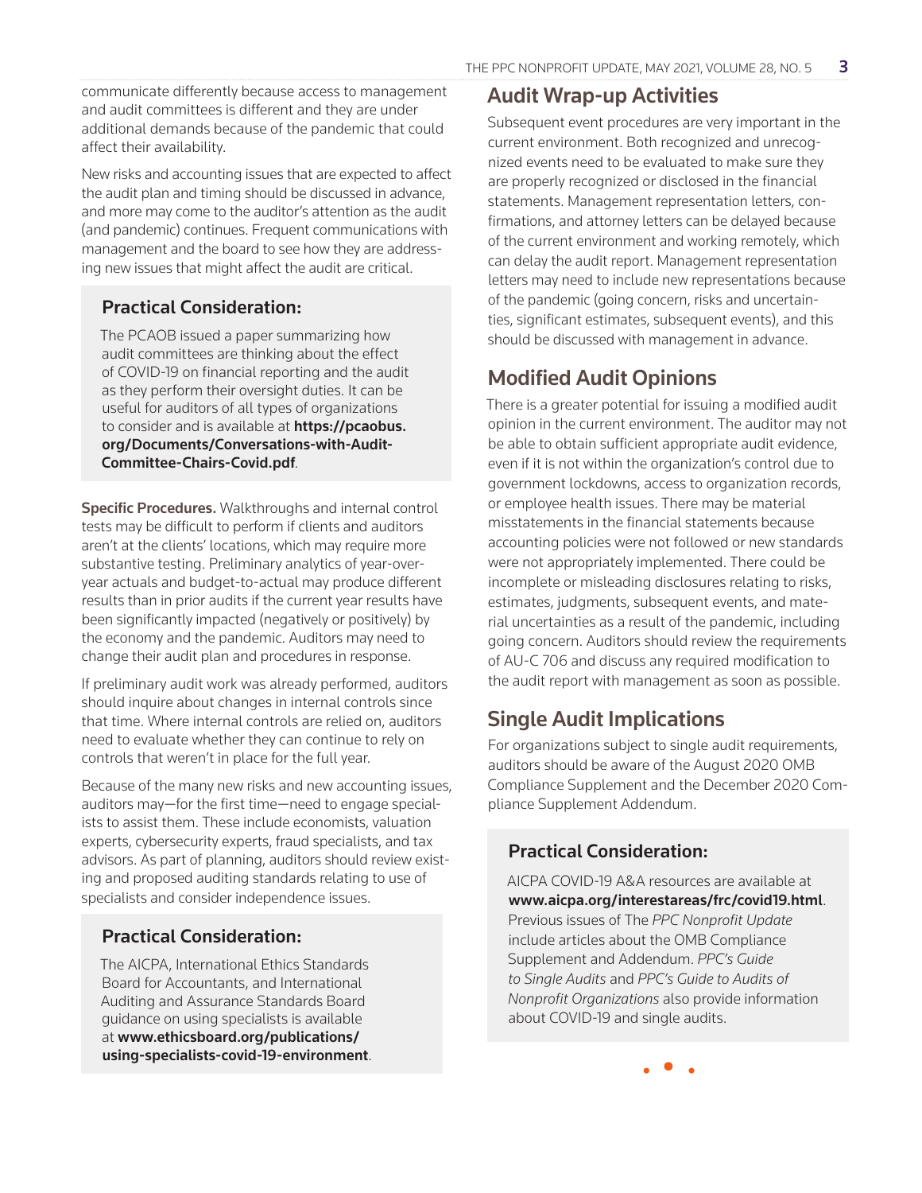communicate differently because access to management and audit committees is different and they are under additional demands because of the pandemic that could affect their availability.

New risks and accounting issues that are expected to affect the audit plan and timing should be discussed in advance, and more may come to the auditor's attention as the audit (and pandemic) continues. Frequent communications with management and the board to see how they are addressing new issues that might affect the audit are critical.

> **Practical Consideration:**
>
> The PCAOB issued a paper summarizing how audit committees are thinking about the effect of COVID-19 on financial reporting and the audit as they perform their oversight duties. It can be useful for auditors of all types of organizations to consider and is available at **https://pcaobus.org/Documents/Conversations-with-Audit-Committee-Chairs-Covid.pdf**.

**Specific Procedures.** Walkthroughs and internal control tests may be difficult to perform if clients and auditors aren't at the clients' locations, which may require more substantive testing. Preliminary analytics of year-over-year actuals and budget-to-actual may produce different results than in prior audits if the current year results have been significantly impacted (negatively or positively) by the economy and the pandemic. Auditors may need to change their audit plan and procedures in response.

If preliminary audit work was already performed, auditors should inquire about changes in internal controls since that time. Where internal controls are relied on, auditors need to evaluate whether they can continue to rely on controls that weren't in place for the full year.

Because of the many new risks and new accounting issues, auditors may—for the first time—need to engage specialists to assist them. These include economists, valuation experts, cybersecurity experts, fraud specialists, and tax advisors. As part of planning, auditors should review existing and proposed auditing standards relating to use of specialists and consider independence issues.

> **Practical Consideration:**
>
> The AICPA, International Ethics Standards Board for Accountants, and International Auditing and Assurance Standards Board guidance on using specialists is available at **www.ethicsboard.org/publications/using-specialists-covid-19-environment**.

## Audit Wrap-up Activities

Subsequent event procedures are very important in the current environment. Both recognized and unrecognized events need to be evaluated to make sure they are properly recognized or disclosed in the financial statements. Management representation letters, confirmations, and attorney letters can be delayed because of the current environment and working remotely, which can delay the audit report. Management representation letters may need to include new representations because of the pandemic (going concern, risks and uncertainties, significant estimates, subsequent events), and this should be discussed with management in advance.

## Modified Audit Opinions

There is a greater potential for issuing a modified audit opinion in the current environment. The auditor may not be able to obtain sufficient appropriate audit evidence, even if it is not within the organization's control due to government lockdowns, access to organization records, or employee health issues. There may be material misstatements in the financial statements because accounting policies were not followed or new standards were not appropriately implemented. There could be incomplete or misleading disclosures relating to risks, estimates, judgments, subsequent events, and material uncertainties as a result of the pandemic, including going concern. Auditors should review the requirements of AU-C 706 and discuss any required modification to the audit report with management as soon as possible.

## Single Audit Implications

For organizations subject to single audit requirements, auditors should be aware of the August 2020 OMB Compliance Supplement and the December 2020 Compliance Supplement Addendum.

> **Practical Consideration:**
>
> AICPA COVID-19 A&A resources are available at **www.aicpa.org/interestareas/frc/covid19.html**. Previous issues of The *PPC Nonprofit Update* include articles about the OMB Compliance Supplement and Addendum. *PPC's Guide to Single Audits* and *PPC's Guide to Audits of Nonprofit Organizations* also provide information about COVID-19 and single audits.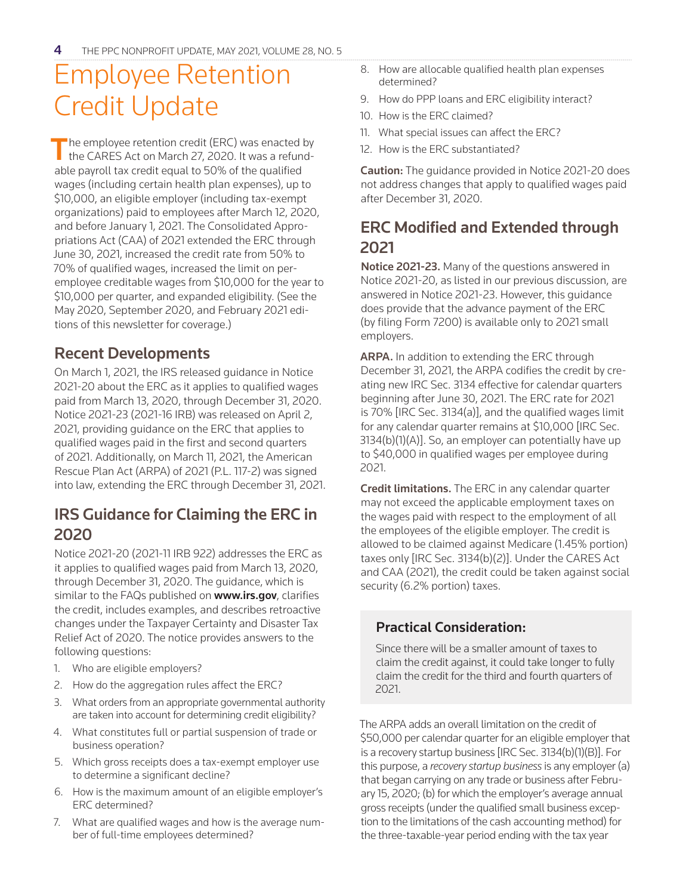// Employee Retention Credit Update

The employee retention credit (ERC) was enacted by the CARES Act on March 27, 2020. It was a refundable payroll tax credit equal to 50% of the qualified wages (including certain health plan expenses), up to $10,000, an eligible employer (including tax-exempt organizations) paid to employees after March 12, 2020, and before January 1, 2021. The Consolidated Appropriations Act (CAA) of 2021 extended the ERC through June 30, 2021, increased the credit rate from 50% to 70% of qualified wages, increased the limit on per-employee creditable wages from $10,000 for the year to $10,000 per quarter, and expanded eligibility. (See the May 2020, September 2020, and February 2021 editions of this newsletter for coverage.)

## Recent Developments

On March 1, 2021, the IRS released guidance in Notice 2021-20 about the ERC as it applies to qualified wages paid from March 13, 2020, through December 31, 2020. Notice 2021-23 (2021-16 IRB) was released on April 2, 2021, providing guidance on the ERC that applies to qualified wages paid in the first and second quarters of 2021. Additionally, on March 11, 2021, the American Rescue Plan Act (ARPA) of 2021 (P.L. 117-2) was signed into law, extending the ERC through December 31, 2021.

## IRS Guidance for Claiming the ERC in 2020

Notice 2021-20 (2021-11 IRB 922) addresses the ERC as it applies to qualified wages paid from March 13, 2020, through December 31, 2020. The guidance, which is similar to the FAQs published on **www.irs.gov**, clarifies the credit, includes examples, and describes retroactive changes under the Taxpayer Certainty and Disaster Tax Relief Act of 2020. The notice provides answers to the following questions:

1. Who are eligible employers?
2. How do the aggregation rules affect the ERC?
3. What orders from an appropriate governmental authority are taken into account for determining credit eligibility?
4. What constitutes full or partial suspension of trade or business operation?
5. Which gross receipts does a tax-exempt employer use to determine a significant decline?
6. How is the maximum amount of an eligible employer's ERC determined?
7. What are qualified wages and how is the average number of full-time employees determined?
8. How are allocable qualified health plan expenses determined?
9. How do PPP loans and ERC eligibility interact?
10. How is the ERC claimed?
11. What special issues can affect the ERC?
12. How is the ERC substantiated?

**Caution:** The guidance provided in Notice 2021-20 does not address changes that apply to qualified wages paid after December 31, 2020.

## ERC Modified and Extended through 2021

**Notice 2021-23.** Many of the questions answered in Notice 2021-20, as listed in our previous discussion, are answered in Notice 2021-23. However, this guidance does provide that the advance payment of the ERC (by filing Form 7200) is available only to 2021 small employers.

**ARPA.** In addition to extending the ERC through December 31, 2021, the ARPA codifies the credit by creating new IRC Sec. 3134 effective for calendar quarters beginning after June 30, 2021. The ERC rate for 2021 is 70% [IRC Sec. 3134(a)], and the qualified wages limit for any calendar quarter remains at $10,000 [IRC Sec. 3134(b)(1)(A)]. So, an employer can potentially have up to $40,000 in qualified wages per employee during 2021.

**Credit limitations.** The ERC in any calendar quarter may not exceed the applicable employment taxes on the wages paid with respect to the employment of all the employees of the eligible employer. The credit is allowed to be claimed against Medicare (1.45% portion) taxes only [IRC Sec. 3134(b)(2)]. Under the CARES Act and CAA (2021), the credit could be taken against social security (6.2% portion) taxes.

### Practical Consideration:

Since there will be a smaller amount of taxes to claim the credit against, it could take longer to fully claim the credit for the third and fourth quarters of 2021.

The ARPA adds an overall limitation on the credit of $50,000 per calendar quarter for an eligible employer that is a recovery startup business [IRC Sec. 3134(b)(1)(B)]. For this purpose, a *recovery startup business* is any employer (a) that began carrying on any trade or business after February 15, 2020; (b) for which the employer's average annual gross receipts (under the qualified small business exception to the limitations of the cash accounting method) for the three-taxable-year period ending with the tax year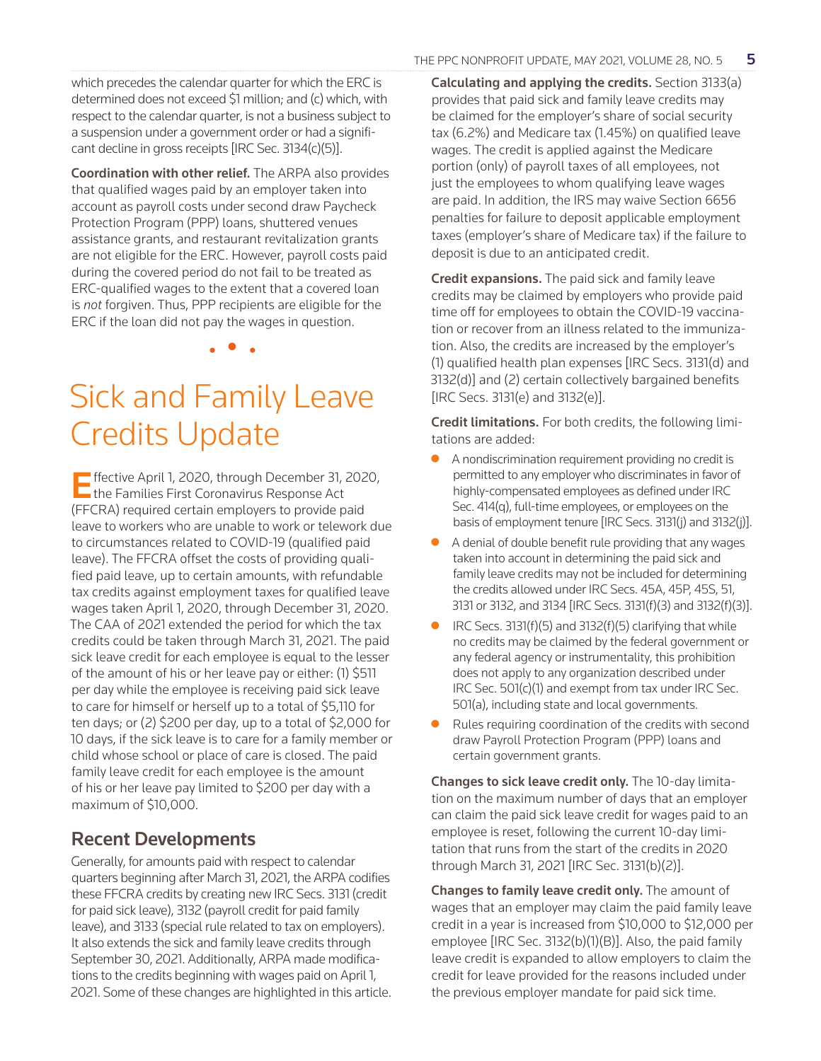which precedes the calendar quarter for which the ERC is determined does not exceed $1 million; and (c) which, with respect to the calendar quarter, is not a business subject to a suspension under a government order or had a significant decline in gross receipts [IRC Sec. 3134(c)(5)].

**Coordination with other relief.** The ARPA also provides that qualified wages paid by an employer taken into account as payroll costs under second draw Paycheck Protection Program (PPP) loans, shuttered venues assistance grants, and restaurant revitalization grants are not eligible for the ERC. However, payroll costs paid during the covered period do not fail to be treated as ERC-qualified wages to the extent that a covered loan is *not* forgiven. Thus, PPP recipients are eligible for the ERC if the loan did not pay the wages in question.

• • •

# Sick and Family Leave Credits Update

Effective April 1, 2020, through December 31, 2020, the Families First Coronavirus Response Act (FFCRA) required certain employers to provide paid leave to workers who are unable to work or telework due to circumstances related to COVID-19 (qualified paid leave). The FFCRA offset the costs of providing qualified paid leave, up to certain amounts, with refundable tax credits against employment taxes for qualified leave wages taken April 1, 2020, through December 31, 2020. The CAA of 2021 extended the period for which the tax credits could be taken through March 31, 2021. The paid sick leave credit for each employee is equal to the lesser of the amount of his or her leave pay or either: (1) $511 per day while the employee is receiving paid sick leave to care for himself or herself up to a total of $5,110 for ten days; or (2) $200 per day, up to a total of $2,000 for 10 days, if the sick leave is to care for a family member or child whose school or place of care is closed. The paid family leave credit for each employee is the amount of his or her leave pay limited to $200 per day with a maximum of $10,000.

## Recent Developments

Generally, for amounts paid with respect to calendar quarters beginning after March 31, 2021, the ARPA codifies these FFCRA credits by creating new IRC Secs. 3131 (credit for paid sick leave), 3132 (payroll credit for paid family leave), and 3133 (special rule related to tax on employers). It also extends the sick and family leave credits through September 30, 2021. Additionally, ARPA made modifications to the credits beginning with wages paid on April 1, 2021. Some of these changes are highlighted in this article.

**Calculating and applying the credits.** Section 3133(a) provides that paid sick and family leave credits may be claimed for the employer's share of social security tax (6.2%) and Medicare tax (1.45%) on qualified leave wages. The credit is applied against the Medicare portion (only) of payroll taxes of all employees, not just the employees to whom qualifying leave wages are paid. In addition, the IRS may waive Section 6656 penalties for failure to deposit applicable employment taxes (employer's share of Medicare tax) if the failure to deposit is due to an anticipated credit.

**Credit expansions.** The paid sick and family leave credits may be claimed by employers who provide paid time off for employees to obtain the COVID-19 vaccination or recover from an illness related to the immunization. Also, the credits are increased by the employer's (1) qualified health plan expenses [IRC Secs. 3131(d) and 3132(d)] and (2) certain collectively bargained benefits [IRC Secs. 3131(e) and 3132(e)].

**Credit limitations.** For both credits, the following limitations are added:

- A nondiscrimination requirement providing no credit is permitted to any employer who discriminates in favor of highly-compensated employees as defined under IRC Sec. 414(q), full-time employees, or employees on the basis of employment tenure [IRC Secs. 3131(j) and 3132(j)].
- A denial of double benefit rule providing that any wages taken into account in determining the paid sick and family leave credits may not be included for determining the credits allowed under IRC Secs. 45A, 45P, 45S, 51, 3131 or 3132, and 3134 [IRC Secs. 3131(f)(3) and 3132(f)(3)].
- IRC Secs. 3131(f)(5) and 3132(f)(5) clarifying that while no credits may be claimed by the federal government or any federal agency or instrumentality, this prohibition does not apply to any organization described under IRC Sec. 501(c)(1) and exempt from tax under IRC Sec. 501(a), including state and local governments.
- Rules requiring coordination of the credits with second draw Payroll Protection Program (PPP) loans and certain government grants.

**Changes to sick leave credit only.** The 10-day limitation on the maximum number of days that an employer can claim the paid sick leave credit for wages paid to an employee is reset, following the current 10-day limitation that runs from the start of the credits in 2020 through March 31, 2021 [IRC Sec. 3131(b)(2)].

**Changes to family leave credit only.** The amount of wages that an employer may claim the paid family leave credit in a year is increased from $10,000 to $12,000 per employee [IRC Sec. 3132(b)(1)(B)]. Also, the paid family leave credit is expanded to allow employers to claim the credit for leave provided for the reasons included under the previous employer mandate for paid sick time.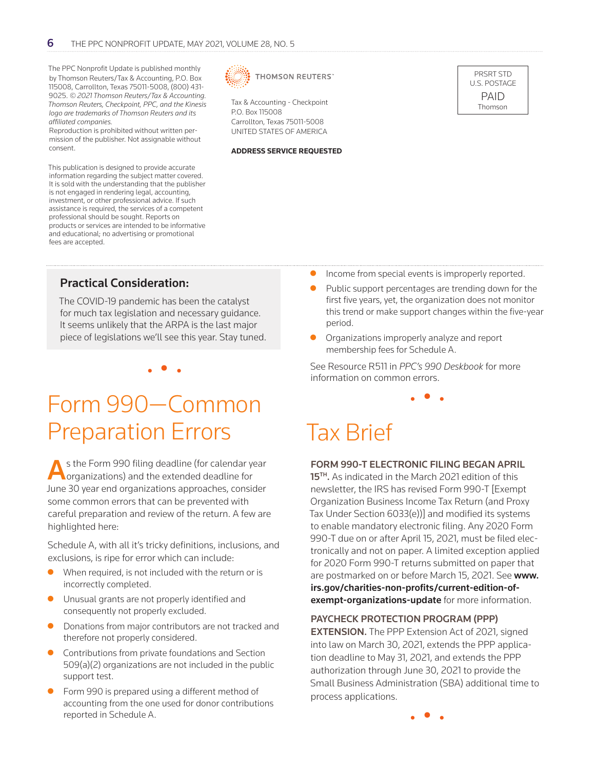The PPC Nonprofit Update is published monthly by Thomson Reuters/Tax & Accounting, P.O. Box 115008, Carrollton, Texas 75011-5008, (800) 431-9025. *© 2021 Thomson Reuters/Tax & Accounting. Thomson Reuters, Checkpoint, PPC, and the Kinesis logo are trademarks of Thomson Reuters and its affiliated companies.*
Reproduction is prohibited without written permission of the publisher. Not assignable without consent.

This publication is designed to provide accurate information regarding the subject matter covered. It is sold with the understanding that the publisher is not engaged in rendering legal, accounting, investment, or other professional advice. If such assistance is required, the services of a competent professional should be sought. Reports on products or services are intended to be informative and educational; no advertising or promotional fees are accepted.

THOMSON REUTERS

Tax & Accounting - Checkpoint
P.O. Box 115008
Carrollton, Texas 75011-5008
UNITED STATES OF AMERICA

**ADDRESS SERVICE REQUESTED**

PRSRT STD
U.S. POSTAGE
PAID
Thomson

**Practical Consideration:**

The COVID-19 pandemic has been the catalyst for much tax legislation and necessary guidance. It seems unlikely that the ARPA is the last major piece of legislations we'll see this year. Stay tuned.

# Form 990—Common Preparation Errors

As the Form 990 filing deadline (for calendar year organizations) and the extended deadline for June 30 year end organizations approaches, consider some common errors that can be prevented with careful preparation and review of the return. A few are highlighted here:

Schedule A, with all it's tricky definitions, inclusions, and exclusions, is ripe for error which can include:

- When required, is not included with the return or is incorrectly completed.
- Unusual grants are not properly identified and consequently not properly excluded.
- Donations from major contributors are not tracked and therefore not properly considered.
- Contributions from private foundations and Section 509(a)(2) organizations are not included in the public support test.
- Form 990 is prepared using a different method of accounting from the one used for donor contributions reported in Schedule A.
- Income from special events is improperly reported.
- Public support percentages are trending down for the first five years, yet, the organization does not monitor this trend or make support changes within the five-year period.
- Organizations improperly analyze and report membership fees for Schedule A.

See Resource R511 in *PPC's 990 Deskbook* for more information on common errors.

# Tax Brief

**FORM 990-T ELECTRONIC FILING BEGAN APRIL 15TH.** As indicated in the March 2021 edition of this newsletter, the IRS has revised Form 990-T [Exempt Organization Business Income Tax Return (and Proxy Tax Under Section 6033(e))] and modified its systems to enable mandatory electronic filing. Any 2020 Form 990-T due on or after April 15, 2021, must be filed electronically and not on paper. A limited exception applied for 2020 Form 990-T returns submitted on paper that are postmarked on or before March 15, 2021. See **www.irs.gov/charities-non-profits/current-edition-of-exempt-organizations-update** for more information.

**PAYCHECK PROTECTION PROGRAM (PPP) EXTENSION.** The PPP Extension Act of 2021, signed into law on March 30, 2021, extends the PPP application deadline to May 31, 2021, and extends the PPP authorization through June 30, 2021 to provide the Small Business Administration (SBA) additional time to process applications.